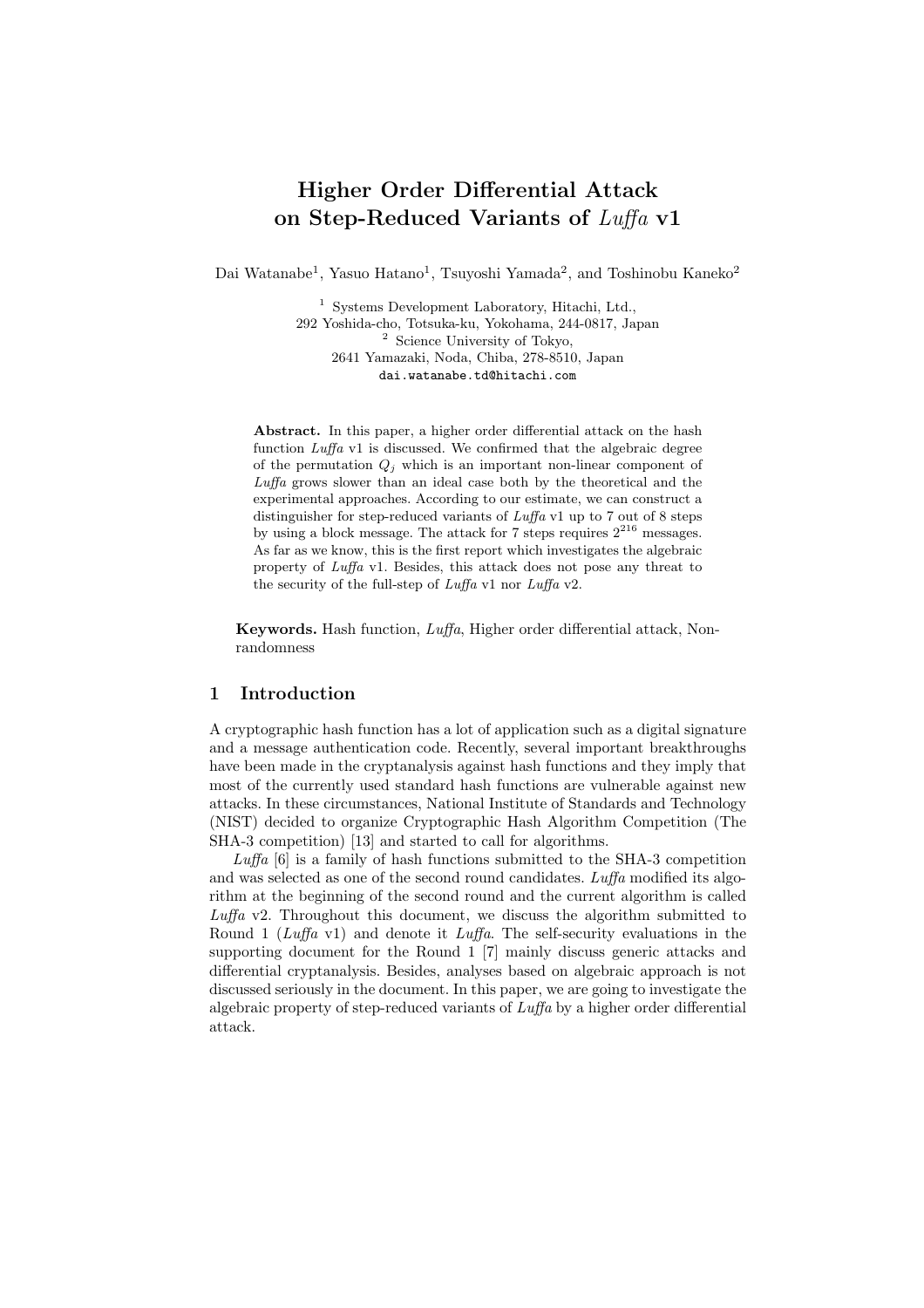# Higher Order Differential Attack on Step-Reduced Variants of *Luffa* v1

Dai Watanabe[1], Yasuo Hatano[1], Tsuyoshi Yamada[2], and Toshinobu Kaneko[2]

[1] Systems Development Laboratory, Hitachi, Ltd.,
292 Yoshida-cho, Totsuka-ku, Yokohama, 244-0817, Japan
[2] Science University of Tokyo,
2641 Yamazaki, Noda, Chiba, 278-8510, Japan
`dai.watanabe.td@hitachi.com`

**Abstract.** In this paper, a higher order differential attack on the hash function *Luffa* v1 is discussed. We confirmed that the algebraic degree of the permutation $Q_j$ which is an important non-linear component of *Luffa* grows slower than an ideal case both by the theoretical and the experimental approaches. According to our estimate, we can construct a distinguisher for step-reduced variants of *Luffa* v1 up to 7 out of 8 steps by using a block message. The attack for 7 steps requires $2^{216}$ messages. As far as we know, this is the first report which investigates the algebraic property of *Luffa* v1. Besides, this attack does not pose any threat to the security of the full-step of *Luffa* v1 nor *Luffa* v2.

**Keywords.** Hash function, *Luffa*, Higher order differential attack, Non-randomness

## 1 Introduction

A cryptographic hash function has a lot of application such as a digital signature and a message authentication code. Recently, several important breakthroughs have been made in the cryptanalysis against hash functions and they imply that most of the currently used standard hash functions are vulnerable against new attacks. In these circumstances, National Institute of Standards and Technology (NIST) decided to organize Cryptographic Hash Algorithm Competition (The SHA-3 competition) [13] and started to call for algorithms.

*Luffa* [6] is a family of hash functions submitted to the SHA-3 competition and was selected as one of the second round candidates. *Luffa* modified its algorithm at the beginning of the second round and the current algorithm is called *Luffa* v2. Throughout this document, we discuss the algorithm submitted to Round 1 (*Luffa* v1) and denote it *Luffa*. The self-security evaluations in the supporting document for the Round 1 [7] mainly discuss generic attacks and differential cryptanalysis. Besides, analyses based on algebraic approach is not discussed seriously in the document. In this paper, we are going to investigate the algebraic property of step-reduced variants of *Luffa* by a higher order differential attack.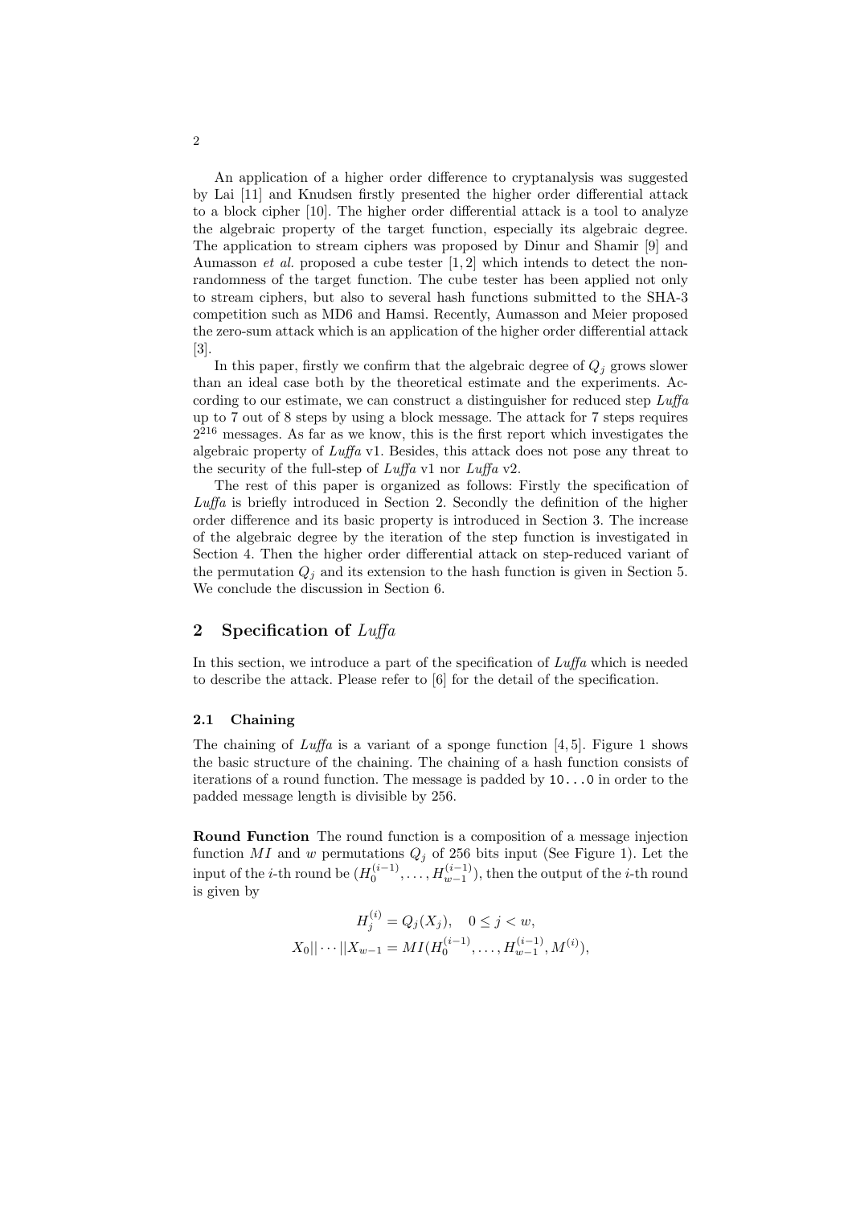An application of a higher order difference to cryptanalysis was suggested by Lai [11] and Knudsen firstly presented the higher order differential attack to a block cipher [10]. The higher order differential attack is a tool to analyze the algebraic property of the target function, especially its algebraic degree. The application to stream ciphers was proposed by Dinur and Shamir [9] and Aumasson *et al.* proposed a cube tester [1, 2] which intends to detect the non-randomness of the target function. The cube tester has been applied not only to stream ciphers, but also to several hash functions submitted to the SHA-3 competition such as MD6 and Hamsi. Recently, Aumasson and Meier proposed the zero-sum attack which is an application of the higher order differential attack [3].

In this paper, firstly we confirm that the algebraic degree of $Q_j$ grows slower than an ideal case both by the theoretical estimate and the experiments. According to our estimate, we can construct a distinguisher for reduced step *Luffa* up to 7 out of 8 steps by using a block message. The attack for 7 steps requires $2^{216}$ messages. As far as we know, this is the first report which investigates the algebraic property of *Luffa* v1. Besides, this attack does not pose any threat to the security of the full-step of *Luffa* v1 nor *Luffa* v2.

The rest of this paper is organized as follows: Firstly the specification of *Luffa* is briefly introduced in Section 2. Secondly the definition of the higher order difference and its basic property is introduced in Section 3. The increase of the algebraic degree by the iteration of the step function is investigated in Section 4. Then the higher order differential attack on step-reduced variant of the permutation $Q_j$ and its extension to the hash function is given in Section 5. We conclude the discussion in Section 6.

## 2 Specification of *Luffa*

In this section, we introduce a part of the specification of *Luffa* which is needed to describe the attack. Please refer to [6] for the detail of the specification.

### 2.1 Chaining

The chaining of *Luffa* is a variant of a sponge function [4, 5]. Figure 1 shows the basic structure of the chaining. The chaining of a hash function consists of iterations of a round function. The message is padded by `10...0` in order to the padded message length is divisible by 256.

**Round Function** The round function is a composition of a message injection function $MI$ and $w$ permutations $Q_j$ of 256 bits input (See Figure 1). Let the input of the $i$-th round be $(H_0^{(i-1)}, \ldots, H_{w-1}^{(i-1)})$, then the output of the $i$-th round is given by

$$H_j^{(i)} = Q_j(X_j), \quad 0 \leq j < w,$$
$$X_0 || \cdots || X_{w-1} = MI(H_0^{(i-1)}, \ldots, H_{w-1}^{(i-1)}, M^{(i)}),$$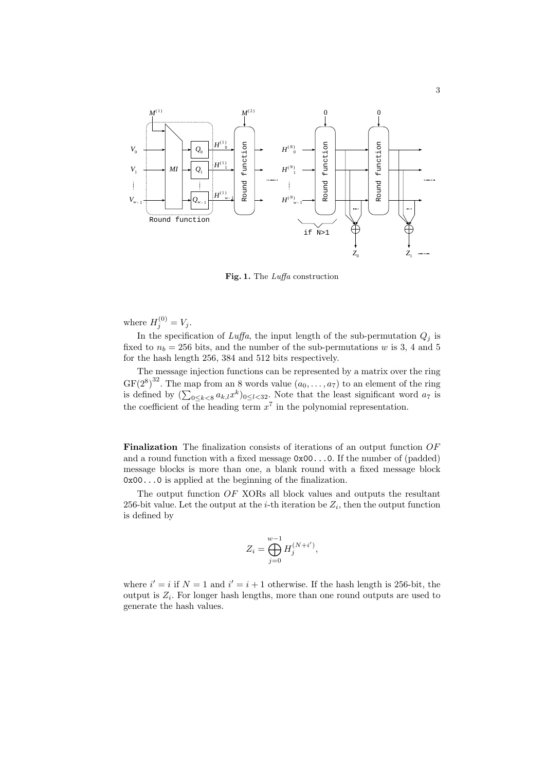**Fig. 1.** The *Luffa* construction

where $H_j^{(0)} = V_j$.

In the specification of *Luffa*, the input length of the sub-permutation $Q_j$ is fixed to $n_b = 256$ bits, and the number of the sub-permutations $w$ is 3, 4 and 5 for the hash length 256, 384 and 512 bits respectively.

The message injection functions can be represented by a matrix over the ring $\mathrm{GF}(2^8)^{32}$. The map from an 8 words value $(a_0, \ldots, a_7)$ to an element of the ring is defined by $(\sum_{0 \leq k < 8} a_{k,l} x^k)_{0 \leq l < 32}$. Note that the least significant word $a_7$ is the coefficient of the heading term $x^7$ in the polynomial representation.

**Finalization** The finalization consists of iterations of an output function $OF$ and a round function with a fixed message `0x00...0`. If the number of (padded) message blocks is more than one, a blank round with a fixed message block `0x00...0` is applied at the beginning of the finalization.

The output function $OF$ XORs all block values and outputs the resultant 256-bit value. Let the output at the $i$-th iteration be $Z_i$, then the output function is defined by

$$Z_i = \bigoplus_{j=0}^{w-1} H_j^{(N+i')},$$

where $i' = i$ if $N = 1$ and $i' = i + 1$ otherwise. If the hash length is 256-bit, the output is $Z_i$. For longer hash lengths, more than one round outputs are used to generate the hash values.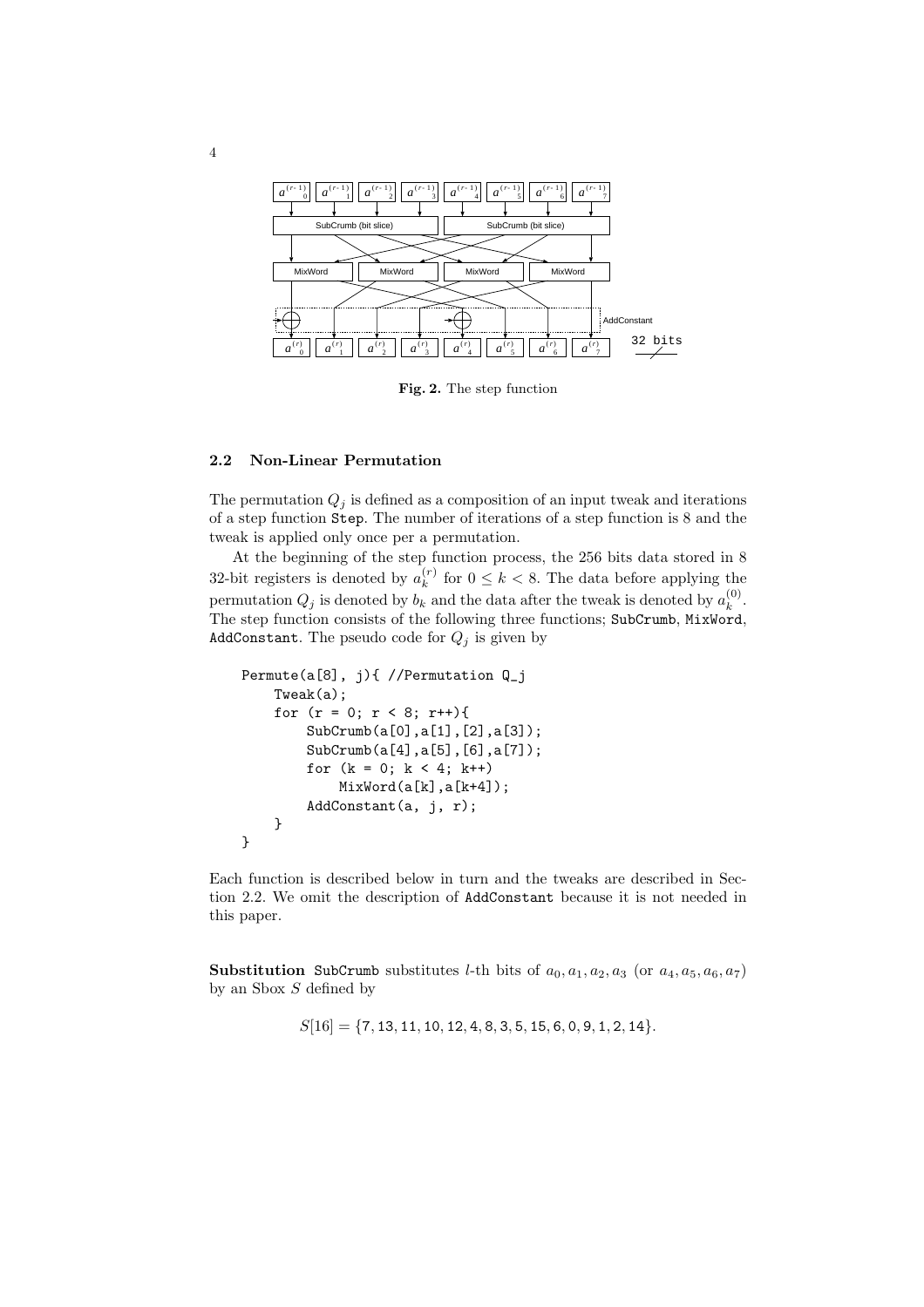**Fig. 2.** The step function

### 2.2 Non-Linear Permutation

The permutation $Q_j$ is defined as a composition of an input tweak and iterations of a step function Step. The number of iterations of a step function is 8 and the tweak is applied only once per a permutation.

At the beginning of the step function process, the 256 bits data stored in 8 32-bit registers is denoted by $a_k^{(r)}$ for $0 \leq k < 8$. The data before applying the permutation $Q_j$ is denoted by $b_k$ and the data after the tweak is denoted by $a_k^{(0)}$. The step function consists of the following three functions; SubCrumb, MixWord, AddConstant. The pseudo code for $Q_j$ is given by

```
Permute(a[8], j){ //Permutation Q_j
    Tweak(a);
    for (r = 0; r < 8; r++){
        SubCrumb(a[0],a[1],[2],a[3]);
        SubCrumb(a[4],a[5],[6],a[7]);
        for (k = 0; k < 4; k++)
            MixWord(a[k],a[k+4]);
        AddConstant(a, j, r);
    }
}
```

Each function is described below in turn and the tweaks are described in Section 2.2. We omit the description of AddConstant because it is not needed in this paper.

**Substitution** SubCrumb substitutes $l$-th bits of $a_0, a_1, a_2, a_3$ (or $a_4, a_5, a_6, a_7$) by an Sbox $S$ defined by

$$S[16] = \{7, 13, 11, 10, 12, 4, 8, 3, 5, 15, 6, 0, 9, 1, 2, 14\}.$$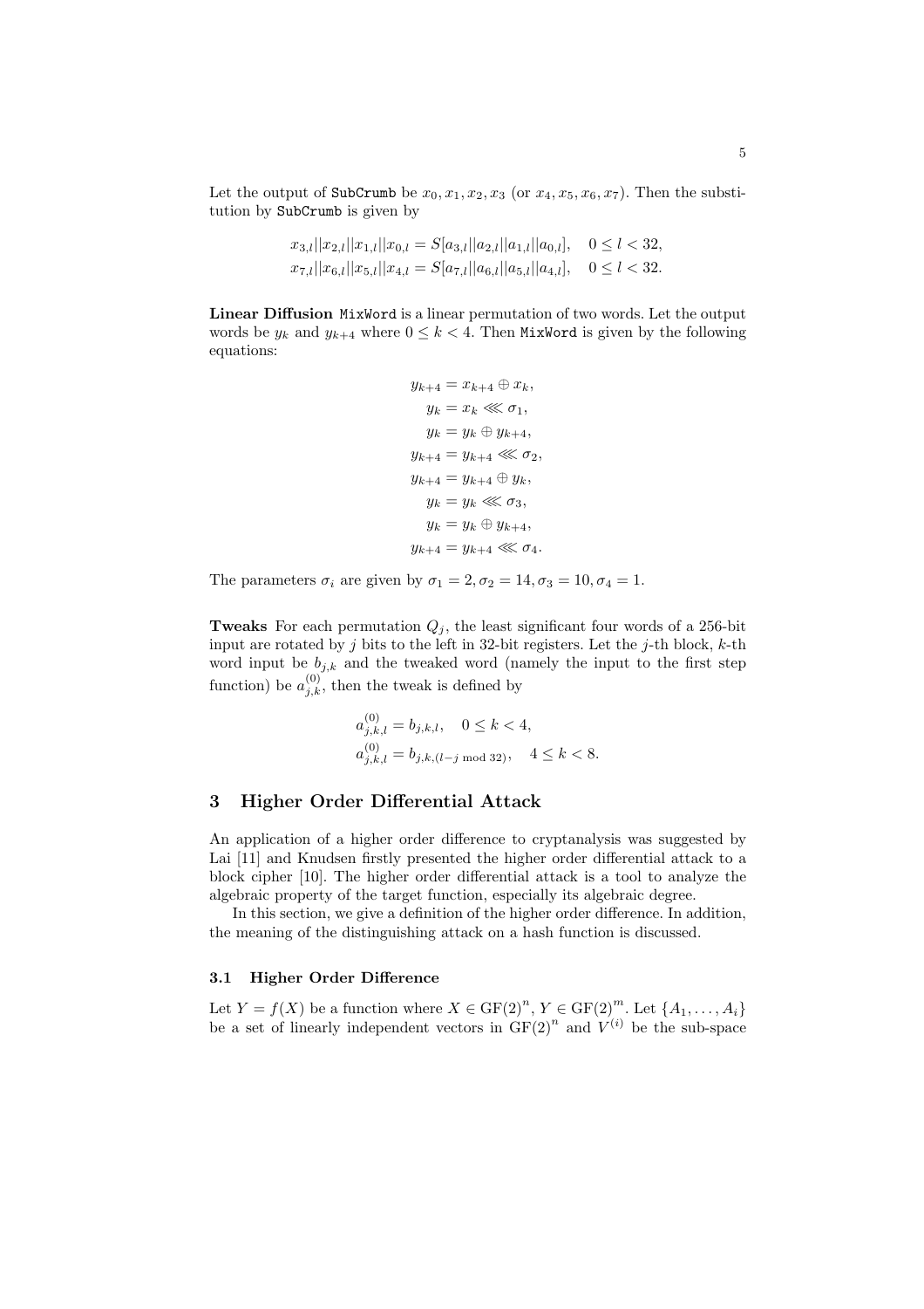Let the output of `SubCrumb` be $x_0, x_1, x_2, x_3$ (or $x_4, x_5, x_6, x_7$). Then the substitution by `SubCrumb` is given by

$$x_{3,l}||x_{2,l}||x_{1,l}||x_{0,l} = S[a_{3,l}||a_{2,l}||a_{1,l}||a_{0,l}], \quad 0 \leq l < 32,$$
$$x_{7,l}||x_{6,l}||x_{5,l}||x_{4,l} = S[a_{7,l}||a_{6,l}||a_{5,l}||a_{4,l}], \quad 0 \leq l < 32.$$

**Linear Diffusion** `MixWord` is a linear permutation of two words. Let the output words be $y_k$ and $y_{k+4}$ where $0 \leq k < 4$. Then `MixWord` is given by the following equations:

$$\begin{aligned}
y_{k+4} &= x_{k+4} \oplus x_k, \\
y_k &= x_k \lll \sigma_1, \\
y_k &= y_k \oplus y_{k+4}, \\
y_{k+4} &= y_{k+4} \lll \sigma_2, \\
y_{k+4} &= y_{k+4} \oplus y_k, \\
y_k &= y_k \lll \sigma_3, \\
y_k &= y_k \oplus y_{k+4}, \\
y_{k+4} &= y_{k+4} \lll \sigma_4.
\end{aligned}$$

The parameters $\sigma_i$ are given by $\sigma_1 = 2, \sigma_2 = 14, \sigma_3 = 10, \sigma_4 = 1$.

**Tweaks** For each permutation $Q_j$, the least significant four words of a 256-bit input are rotated by $j$ bits to the left in 32-bit registers. Let the $j$-th block, $k$-th word input be $b_{j,k}$ and the tweaked word (namely the input to the first step function) be $a^{(0)}_{j,k}$, then the tweak is defined by

$$a^{(0)}_{j,k,l} = b_{j,k,l}, \quad 0 \leq k < 4,$$
$$a^{(0)}_{j,k,l} = b_{j,k,(l-j \bmod 32)}, \quad 4 \leq k < 8.$$

## 3 Higher Order Differential Attack

An application of a higher order difference to cryptanalysis was suggested by Lai [11] and Knudsen firstly presented the higher order differential attack to a block cipher [10]. The higher order differential attack is a tool to analyze the algebraic property of the target function, especially its algebraic degree.

In this section, we give a definition of the higher order difference. In addition, the meaning of the distinguishing attack on a hash function is discussed.

### 3.1 Higher Order Difference

Let $Y = f(X)$ be a function where $X \in \mathrm{GF}(2)^n$, $Y \in \mathrm{GF}(2)^m$. Let $\{A_1, \ldots, A_i\}$ be a set of linearly independent vectors in $\mathrm{GF}(2)^n$ and $V^{(i)}$ be the sub-space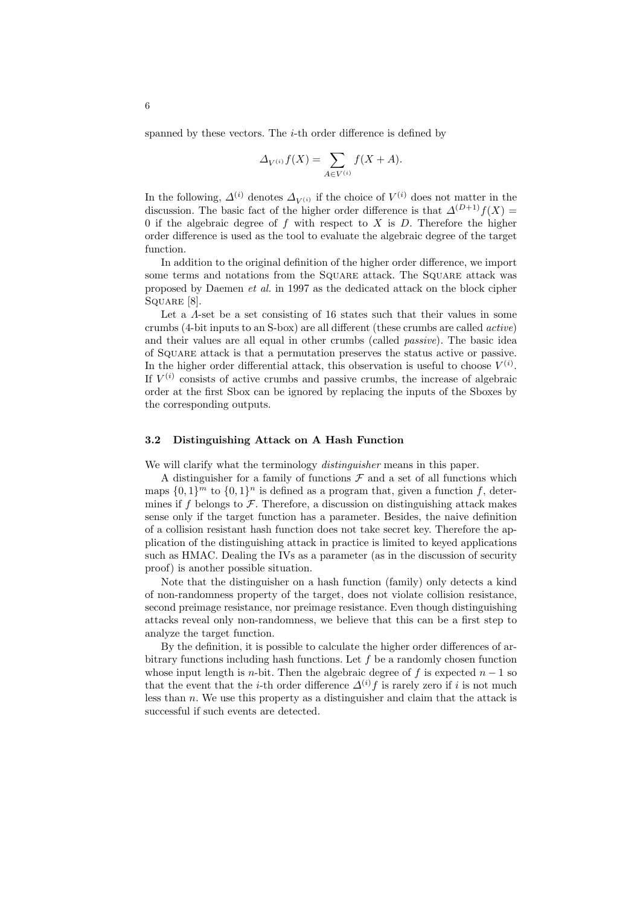spanned by these vectors. The $i$-th order difference is defined by

$$\Delta_{V^{(i)}} f(X) = \sum_{A \in V^{(i)}} f(X + A).$$

In the following, $\Delta^{(i)}$ denotes $\Delta_{V^{(i)}}$ if the choice of $V^{(i)}$ does not matter in the discussion. The basic fact of the higher order difference is that $\Delta^{(D+1)} f(X) = 0$ if the algebraic degree of $f$ with respect to $X$ is $D$. Therefore the higher order difference is used as the tool to evaluate the algebraic degree of the target function.

In addition to the original definition of the higher order difference, we import some terms and notations from the Square attack. The Square attack was proposed by Daemen *et al.* in 1997 as the dedicated attack on the block cipher Square [8].

Let a $\Lambda$-set be a set consisting of 16 states such that their values in some crumbs (4-bit inputs to an S-box) are all different (these crumbs are called *active*) and their values are all equal in other crumbs (called *passive*). The basic idea of Square attack is that a permutation preserves the status active or passive. In the higher order differential attack, this observation is useful to choose $V^{(i)}$. If $V^{(i)}$ consists of active crumbs and passive crumbs, the increase of algebraic order at the first Sbox can be ignored by replacing the inputs of the Sboxes by the corresponding outputs.

### 3.2 Distinguishing Attack on A Hash Function

We will clarify what the terminology *distinguisher* means in this paper.

A distinguisher for a family of functions $\mathcal{F}$ and a set of all functions which maps $\{0,1\}^m$ to $\{0,1\}^n$ is defined as a program that, given a function $f$, determines if $f$ belongs to $\mathcal{F}$. Therefore, a discussion on distinguishing attack makes sense only if the target function has a parameter. Besides, the naive definition of a collision resistant hash function does not take secret key. Therefore the application of the distinguishing attack in practice is limited to keyed applications such as HMAC. Dealing the IVs as a parameter (as in the discussion of security proof) is another possible situation.

Note that the distinguisher on a hash function (family) only detects a kind of non-randomness property of the target, does not violate collision resistance, second preimage resistance, nor preimage resistance. Even though distinguishing attacks reveal only non-randomness, we believe that this can be a first step to analyze the target function.

By the definition, it is possible to calculate the higher order differences of arbitrary functions including hash functions. Let $f$ be a randomly chosen function whose input length is $n$-bit. Then the algebraic degree of $f$ is expected $n-1$ so that the event that the $i$-th order difference $\Delta^{(i)} f$ is rarely zero if $i$ is not much less than $n$. We use this property as a distinguisher and claim that the attack is successful if such events are detected.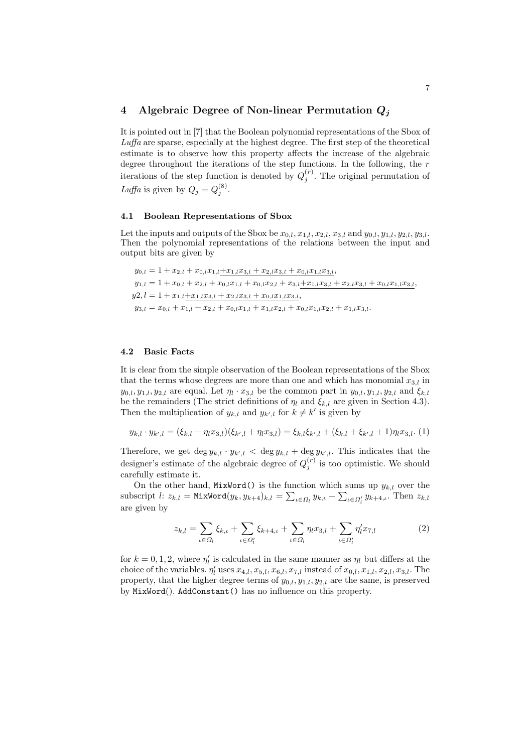## 4 Algebraic Degree of Non-linear Permutation $Q_j$

It is pointed out in [7] that the Boolean polynomial representations of the Sbox of *Luffa* are sparse, especially at the highest degree. The first step of the theoretical estimate is to observe how this property affects the increase of the algebraic degree throughout the iterations of the step functions. In the following, the $r$ iterations of the step function is denoted by $Q_j^{(r)}$. The original permutation of *Luffa* is given by $Q_j = Q_j^{(8)}$.

### 4.1 Boolean Representations of Sbox

Let the inputs and outputs of the Sbox be $x_{0,l}, x_{1,l}, x_{2,l}, x_{3,l}$ and $y_{0,l}, y_{1,l}, y_{2,l}, y_{3,l}$. Then the polynomial representations of the relations between the input and output bits are given by

$$y_{0,l} = 1 + x_{2,l} + x_{0,l}x_{1,l} \underline{+ x_{1,l}x_{3,l} + x_{2,l}x_{3,l} + x_{0,l}x_{1,l}x_{3,l}},$$

$$y_{1,l} = 1 + x_{0,l} + x_{2,l} + x_{0,l}x_{1,l} + x_{0,l}x_{2,l} + x_{3,l} \underline{+ x_{1,l}x_{3,l} + x_{2,l}x_{3,l} + x_{0,l}x_{1,l}x_{3,l}},$$

$$y2,l = 1 + x_{1,l} \underline{+ x_{1,l}x_{3,l} + x_{2,l}x_{3,l} + x_{0,l}x_{1,l}x_{3,l}},$$

$$y_{3,l} = x_{0,l} + x_{1,l} + x_{2,l} + x_{0,l}x_{1,l} + x_{1,l}x_{2,l} + x_{0,l}x_{1,l}x_{2,l} + x_{1,l}x_{3,l}.$$

### 4.2 Basic Facts

It is clear from the simple observation of the Boolean representations of the Sbox that the terms whose degrees are more than one and which has monomial $x_{3,l}$ in $y_{0,l}, y_{1,l}, y_{2,l}$ are equal. Let $\eta_l \cdot x_{3,l}$ be the common part in $y_{0,l}, y_{1,l}, y_{2,l}$ and $\xi_{k,l}$ be the remainders (The strict definitions of $\eta_l$ and $\xi_{k,l}$ are given in Section 4.3). Then the multiplication of $y_{k,l}$ and $y_{k',l}$ for $k \neq k'$ is given by

$$y_{k,l} \cdot y_{k',l} = (\xi_{k,l} + \eta_l x_{3,l})(\xi_{k',l} + \eta_l x_{3,l}) = \xi_{k,l}\xi_{k',l} + (\xi_{k,l} + \xi_{k',l} + 1)\eta_l x_{3,l}. \quad (1)$$

Therefore, we get $\deg y_{k,l} \cdot y_{k',l} < \deg y_{k,l} + \deg y_{k',l}$. This indicates that the designer's estimate of the algebraic degree of $Q_j^{(r)}$ is too optimistic. We should carefully estimate it.

On the other hand, `MixWord()` is the function which sums up $y_{k,l}$ over the subscript $l$: $z_{k,l} = \texttt{MixWord}(y_k, y_{k+4})_{k,l} = \sum_{\iota \in \Omega_l} y_{k,\iota} + \sum_{\iota \in \Omega'_l} y_{k+4,\iota}$. Then $z_{k,l}$ are given by

$$z_{k,l} = \sum_{\iota \in \Omega_l} \xi_{k,\iota} + \sum_{\iota \in \Omega'_l} \xi_{k+4,\iota} + \sum_{\iota \in \Omega_l} \eta_l x_{3,l} + \sum_{\iota \in \Omega'_l} \eta'_l x_{7,l} \quad (2)$$

for $k = 0, 1, 2$, where $\eta'_l$ is calculated in the same manner as $\eta_l$ but differs at the choice of the variables. $\eta'_l$ uses $x_{4,l}, x_{5,l}, x_{6,l}, x_{7,l}$ instead of $x_{0,l}, x_{1,l}, x_{2,l}, x_{3,l}$. The property, that the higher degree terms of $y_{0,l}, y_{1,l}, y_{2,l}$ are the same, is preserved by `MixWord()`. `AddConstant()` has no influence on this property.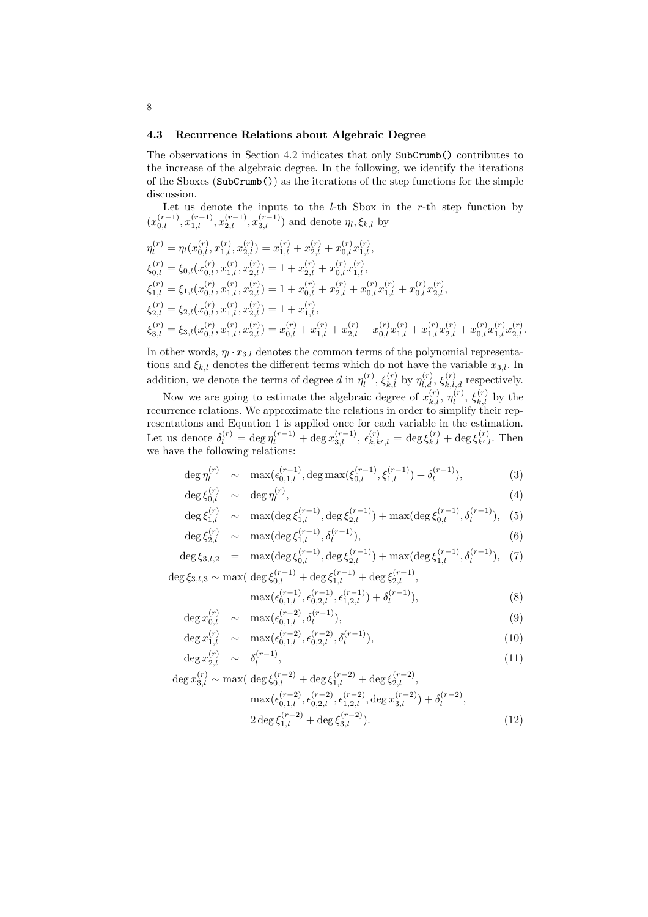### 4.3 Recurrence Relations about Algebraic Degree

The observations in Section 4.2 indicates that only `SubCrumb()` contributes to the increase of the algebraic degree. In the following, we identify the iterations of the Sboxes (`SubCrumb()`) as the iterations of the step functions for the simple discussion.

Let us denote the inputs to the $l$-th Sbox in the $r$-th step function by $(x_{0,l}^{(r-1)}, x_{1,l}^{(r-1)}, x_{2,l}^{(r-1)}, x_{3,l}^{(r-1)})$ and denote $\eta_l, \xi_{k,l}$ by

$$
\begin{aligned}
\eta_l^{(r)} &= \eta_l(x_{0,l}^{(r)}, x_{1,l}^{(r)}, x_{2,l}^{(r)}) = x_{1,l}^{(r)} + x_{2,l}^{(r)} + x_{0,l}^{(r)} x_{1,l}^{(r)}, \\
\xi_{0,l}^{(r)} &= \xi_{0,l}(x_{0,l}^{(r)}, x_{1,l}^{(r)}, x_{2,l}^{(r)}) = 1 + x_{2,l}^{(r)} + x_{0,l}^{(r)} x_{1,l}^{(r)}, \\
\xi_{1,l}^{(r)} &= \xi_{1,l}(x_{0,l}^{(r)}, x_{1,l}^{(r)}, x_{2,l}^{(r)}) = 1 + x_{0,l}^{(r)} + x_{2,l}^{(r)} + x_{0,l}^{(r)} x_{1,l}^{(r)} + x_{0,l}^{(r)} x_{2,l}^{(r)}, \\
\xi_{2,l}^{(r)} &= \xi_{2,l}(x_{0,l}^{(r)}, x_{1,l}^{(r)}, x_{2,l}^{(r)}) = 1 + x_{1,l}^{(r)}, \\
\xi_{3,l}^{(r)} &= \xi_{3,l}(x_{0,l}^{(r)}, x_{1,l}^{(r)}, x_{2,l}^{(r)}) = x_{0,l}^{(r)} + x_{1,l}^{(r)} + x_{2,l}^{(r)} + x_{0,l}^{(r)} x_{1,l}^{(r)} + x_{1,l}^{(r)} x_{2,l}^{(r)} + x_{0,l}^{(r)} x_{1,l}^{(r)} x_{2,l}^{(r)}.
\end{aligned}
$$

In other words, $\eta_l \cdot x_{3,l}$ denotes the common terms of the polynomial representations and $\xi_{k,l}$ denotes the different terms which do not have the variable $x_{3,l}$. In addition, we denote the terms of degree $d$ in $\eta_l^{(r)}$, $\xi_{k,l}^{(r)}$ by $\eta_{l,d}^{(r)}$, $\xi_{k,l,d}^{(r)}$ respectively.

Now we are going to estimate the algebraic degree of $x_{k,l}^{(r)}$, $\eta_l^{(r)}$, $\xi_{k,l}^{(r)}$ by the recurrence relations. We approximate the relations in order to simplify their representations and Equation 1 is applied once for each variable in the estimation. Let us denote $\delta_l^{(r)} = \deg \eta_l^{(r-1)} + \deg x_{3,l}^{(r-1)}$, $\epsilon_{k,k',l}^{(r)} = \deg \xi_{k,l}^{(r)} + \deg \xi_{k',l}^{(r)}$. Then we have the following relations:

$$\deg \eta_l^{(r)} \sim \max(\epsilon_{0,1,l}^{(r-1)}, \deg \max(\xi_{0,l}^{(r-1)}, \xi_{1,l}^{(r-1)}) + \delta_l^{(r-1)}), \tag{3}$$

$$\deg \xi_{0,l}^{(r)} \sim \deg \eta_l^{(r)}, \tag{4}$$

$$\deg \xi_{1,l}^{(r)} \sim \max(\deg \xi_{1,l}^{(r-1)}, \deg \xi_{2,l}^{(r-1)}) + \max(\deg \xi_{0,l}^{(r-1)}, \delta_l^{(r-1)}), \tag{5}$$

$$\deg \xi_{2,l}^{(r)} \sim \max(\deg \xi_{1,l}^{(r-1)}, \delta_l^{(r-1)}), \tag{6}$$

$$\deg \xi_{3,l,2} = \max(\deg \xi_{0,l}^{(r-1)}, \deg \xi_{2,l}^{(r-1)}) + \max(\deg \xi_{1,l}^{(r-1)}, \delta_l^{(r-1)}), \tag{7}$$

$$
\begin{aligned}
\deg \xi_{3,l,3} \sim \max(&\deg \xi_{0,l}^{(r-1)} + \deg \xi_{1,l}^{(r-1)} + \deg \xi_{2,l}^{(r-1)}, \\
&\max(\epsilon_{0,1,l}^{(r-1)}, \epsilon_{0,2,l}^{(r-1)}, \epsilon_{1,2,l}^{(r-1)}) + \delta_l^{(r-1)}),
\end{aligned} \tag{8}
$$

$$\deg x_{0,l}^{(r)} \sim \max(\epsilon_{0,1,l}^{(r-2)}, \delta_l^{(r-1)}), \tag{9}$$

$$\deg x_{1,l}^{(r)} \sim \max(\epsilon_{0,1,l}^{(r-2)}, \epsilon_{0,2,l}^{(r-2)}, \delta_l^{(r-1)}), \tag{10}$$

$$\deg x_{2,l}^{(r)} \sim \delta_l^{(r-1)}, \tag{11}$$

$$
\begin{aligned}
\deg x_{3,l}^{(r)} \sim \max(&\deg \xi_{0,l}^{(r-2)} + \deg \xi_{1,l}^{(r-2)} + \deg \xi_{2,l}^{(r-2)}, \\
&\max(\epsilon_{0,1,l}^{(r-2)}, \epsilon_{0,2,l}^{(r-2)}, \epsilon_{1,2,l}^{(r-2)}, \deg x_{3,l}^{(r-2)}) + \delta_l^{(r-2)}, \\
&2 \deg \xi_{1,l}^{(r-2)} + \deg \xi_{3,l}^{(r-2)}).
\end{aligned} \tag{12}
$$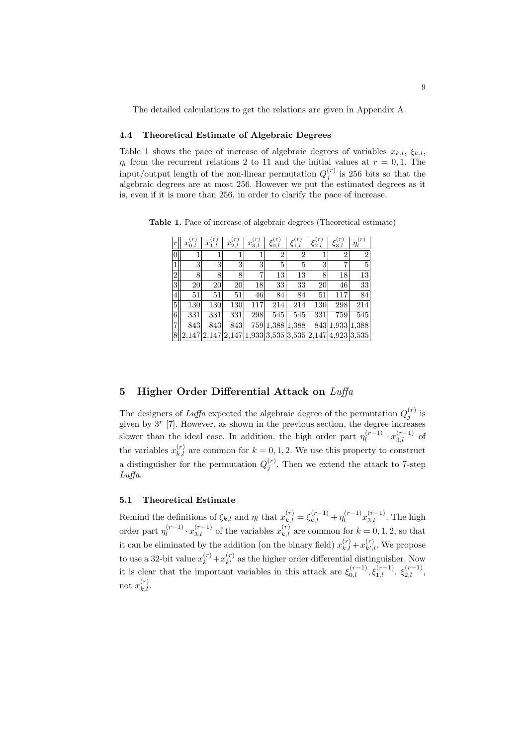The detailed calculations to get the relations are given in Appendix A.

### 4.4 Theoretical Estimate of Algebraic Degrees

Table 1 shows the pace of increase of algebraic degrees of variables $x_{k,l}$, $\xi_{k,l}$, $\eta_l$ from the recurrent relations 2 to 11 and the initial values at $r = 0, 1$. The input/output length of the non-linear permutation $Q_j^{(r)}$ is 256 bits so that the algebraic degrees are at most 256. However we put the estimated degrees as it is, even if it is more than 256, in order to clarify the pace of increase.

**Table 1.** Pace of increase of algebraic degrees (Theoretical estimate)

| $r$ | $x_{0,l}^{(r)}$ | $x_{1,l}^{(r)}$ | $x_{2,l}^{(r)}$ | $x_{3,l}^{(r)}$ | $\xi_{0,l}^{(r)}$ | $\xi_{1,l}^{(r)}$ | $\xi_{2,l}^{(r)}$ | $\xi_{3,l}^{(r)}$ | $\eta_l^{(r)}$ |
|---|---|---|---|---|---|---|---|---|---|
| 0 | 1 | 1 | 1 | 1 | 2 | 2 | 1 | 2 | 2 |
| 1 | 3 | 3 | 3 | 3 | 5 | 5 | 3 | 7 | 5 |
| 2 | 8 | 8 | 8 | 7 | 13 | 13 | 8 | 18 | 13 |
| 3 | 20 | 20 | 20 | 18 | 33 | 33 | 20 | 46 | 33 |
| 4 | 51 | 51 | 51 | 46 | 84 | 84 | 51 | 117 | 84 |
| 5 | 130 | 130 | 130 | 117 | 214 | 214 | 130 | 298 | 214 |
| 6 | 331 | 331 | 331 | 298 | 545 | 545 | 331 | 759 | 545 |
| 7 | 843 | 843 | 843 | 759 | 1,388 | 1,388 | 843 | 1,933 | 1,388 |
| 8 | 2,147 | 2,147 | 2,147 | 1,933 | 3,535 | 3,535 | 2,147 | 4,923 | 3,535 |

## 5 Higher Order Differential Attack on *Luffa*

The designers of *Luffa* expected the algebraic degree of the permutation $Q_j^{(r)}$ is given by $3^r$ [7]. However, as shown in the previous section, the degree increases slower than the ideal case. In addition, the high order part $\eta_l^{(r-1)} \cdot x_{3,l}^{(r-1)}$ of the variables $x_{k,l}^{(r)}$ are common for $k = 0, 1, 2$. We use this property to construct a distinguisher for the permutation $Q_j^{(r)}$. Then we extend the attack to 7-step *Luffa*.

### 5.1 Theoretical Estimate

Remind the definitions of $\xi_{k,l}$ and $\eta_l$ that $x_{k,l}^{(r)} = \xi_{k,l}^{(r-1)} + \eta_l^{(r-1)} x_{3,l}^{(r-1)}$. The high order part $\eta_l^{(r-1)} \cdot x_{3,l}^{(r-1)}$ of the variables $x_{k,l}^{(r)}$ are common for $k = 0, 1, 2$, so that it can be eliminated by the addition (on the binary field) $x_{k,l}^{(r)} + x_{k',l}^{(r)}$. We propose to use a 32-bit value $x_k^{(r)} + x_{k'}^{(r)}$ as the higher order differential distinguisher. Now it is clear that the important variables in this attack are $\xi_{0,l}^{(r-1)}, \xi_{1,l}^{(r-1)}, \xi_{2,l}^{(r-1)}$, not $x_{k,l}^{(r)}$.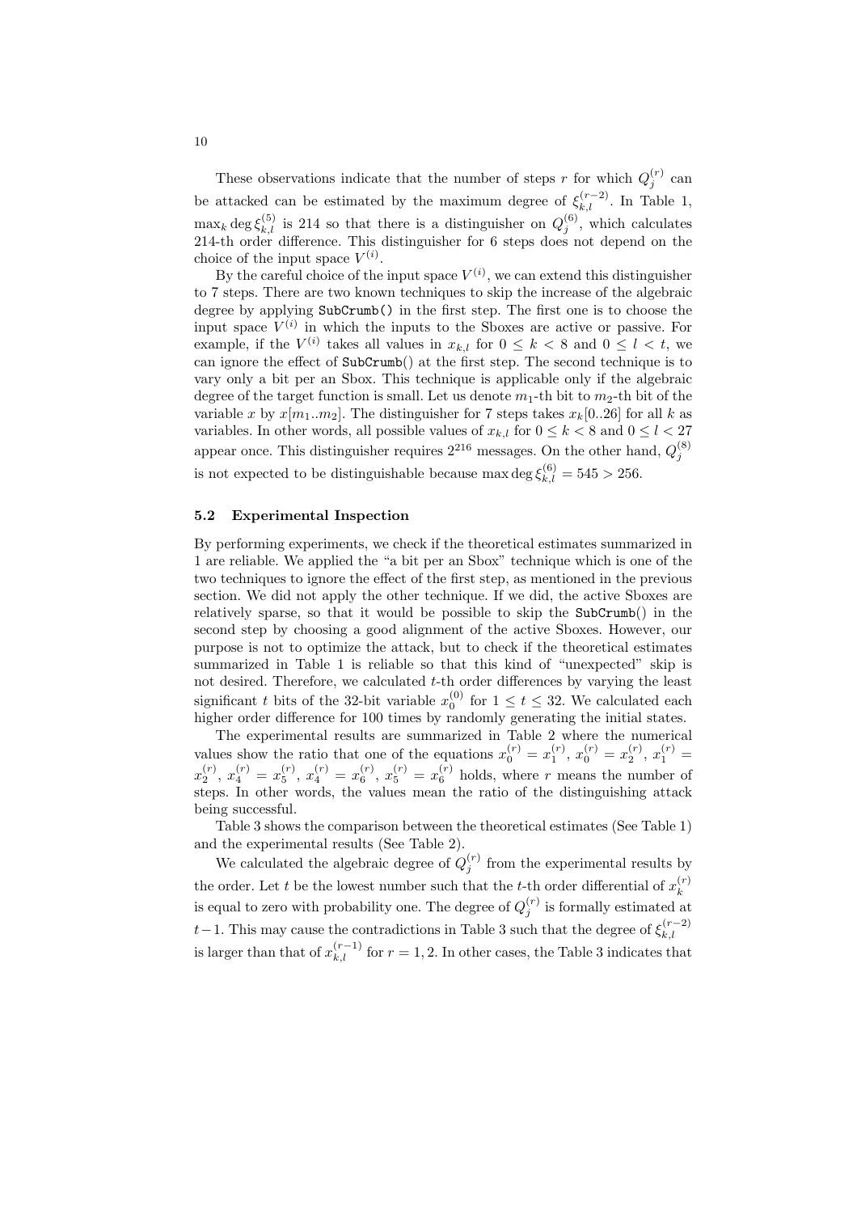These observations indicate that the number of steps $r$ for which $Q_j^{(r)}$ can be attacked can be estimated by the maximum degree of $\xi_{k,l}^{(r-2)}$. In Table 1, $\max_k \deg \xi_{k,l}^{(5)}$ is 214 so that there is a distinguisher on $Q_j^{(6)}$, which calculates 214-th order difference. This distinguisher for 6 steps does not depend on the choice of the input space $V^{(i)}$.

By the careful choice of the input space $V^{(i)}$, we can extend this distinguisher to 7 steps. There are two known techniques to skip the increase of the algebraic degree by applying `SubCrumb()` in the first step. The first one is to choose the input space $V^{(i)}$ in which the inputs to the Sboxes are active or passive. For example, if the $V^{(i)}$ takes all values in $x_{k,l}$ for $0 \leq k < 8$ and $0 \leq l < t$, we can ignore the effect of `SubCrumb`() at the first step. The second technique is to vary only a bit per an Sbox. This technique is applicable only if the algebraic degree of the target function is small. Let us denote $m_1$-th bit to $m_2$-th bit of the variable $x$ by $x[m_1..m_2]$. The distinguisher for 7 steps takes $x_k[0..26]$ for all $k$ as variables. In other words, all possible values of $x_{k,l}$ for $0 \leq k < 8$ and $0 \leq l < 27$ appear once. This distinguisher requires $2^{216}$ messages. On the other hand, $Q_j^{(8)}$ is not expected to be distinguishable because $\max \deg \xi_{k,l}^{(6)} = 545 > 256$.

### 5.2 Experimental Inspection

By performing experiments, we check if the theoretical estimates summarized in 1 are reliable. We applied the "a bit per an Sbox" technique which is one of the two techniques to ignore the effect of the first step, as mentioned in the previous section. We did not apply the other technique. If we did, the active Sboxes are relatively sparse, so that it would be possible to skip the `SubCrumb()` in the second step by choosing a good alignment of the active Sboxes. However, our purpose is not to optimize the attack, but to check if the theoretical estimates summarized in Table 1 is reliable so that this kind of "unexpected" skip is not desired. Therefore, we calculated $t$-th order differences by varying the least significant $t$ bits of the 32-bit variable $x_0^{(0)}$ for $1 \leq t \leq 32$. We calculated each higher order difference for 100 times by randomly generating the initial states.

The experimental results are summarized in Table 2 where the numerical values show the ratio that one of the equations $x_0^{(r)} = x_1^{(r)}$, $x_0^{(r)} = x_2^{(r)}$, $x_1^{(r)} = x_2^{(r)}$, $x_4^{(r)} = x_5^{(r)}$, $x_4^{(r)} = x_6^{(r)}$, $x_5^{(r)} = x_6^{(r)}$ holds, where $r$ means the number of steps. In other words, the values mean the ratio of the distinguishing attack being successful.

Table 3 shows the comparison between the theoretical estimates (See Table 1) and the experimental results (See Table 2).

We calculated the algebraic degree of $Q_j^{(r)}$ from the experimental results by the order. Let $t$ be the lowest number such that the $t$-th order differential of $x_k^{(r)}$ is equal to zero with probability one. The degree of $Q_j^{(r)}$ is formally estimated at $t-1$. This may cause the contradictions in Table 3 such that the degree of $\xi_{k,l}^{(r-2)}$ is larger than that of $x_{k,l}^{(r-1)}$ for $r = 1, 2$. In other cases, the Table 3 indicates that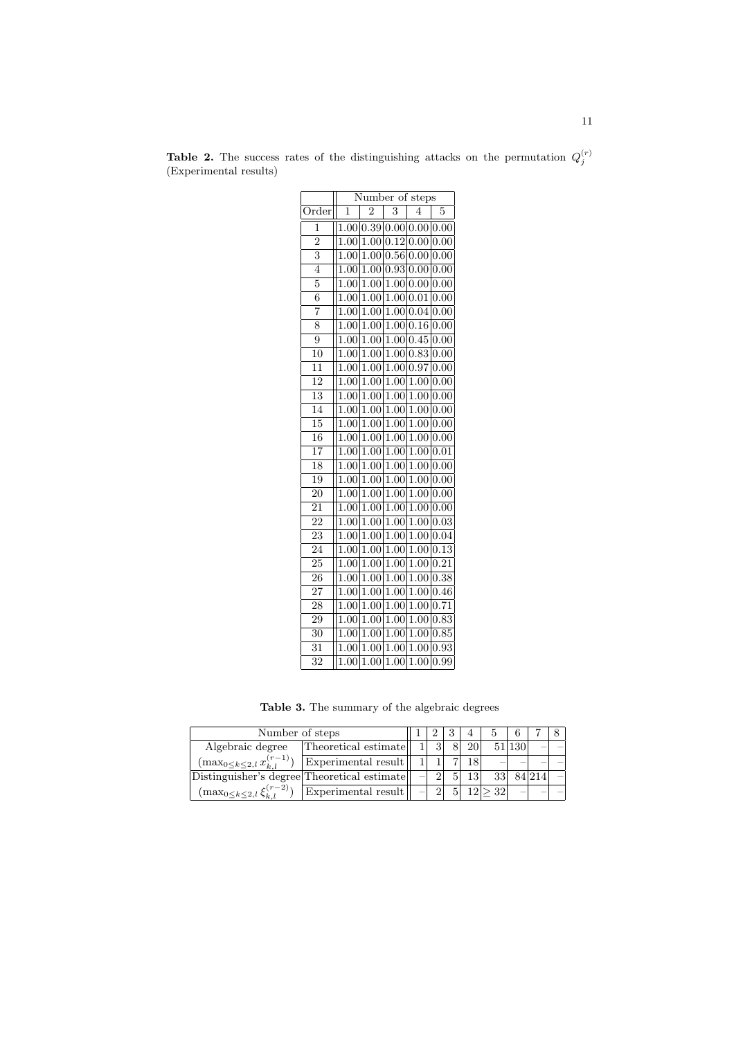**Table 2.** The success rates of the distinguishing attacks on the permutation $Q_j^{(r)}$ (Experimental results)

| | Number of steps | | | | |
|---|---|---|---|---|---|
| Order | 1 | 2 | 3 | 4 | 5 |
| 1 | 1.00 | 0.39 | 0.00 | 0.00 | 0.00 |
| 2 | 1.00 | 1.00 | 0.12 | 0.00 | 0.00 |
| 3 | 1.00 | 1.00 | 0.56 | 0.00 | 0.00 |
| 4 | 1.00 | 1.00 | 0.93 | 0.00 | 0.00 |
| 5 | 1.00 | 1.00 | 1.00 | 0.00 | 0.00 |
| 6 | 1.00 | 1.00 | 1.00 | 0.01 | 0.00 |
| 7 | 1.00 | 1.00 | 1.00 | 0.04 | 0.00 |
| 8 | 1.00 | 1.00 | 1.00 | 0.16 | 0.00 |
| 9 | 1.00 | 1.00 | 1.00 | 0.45 | 0.00 |
| 10 | 1.00 | 1.00 | 1.00 | 0.83 | 0.00 |
| 11 | 1.00 | 1.00 | 1.00 | 0.97 | 0.00 |
| 12 | 1.00 | 1.00 | 1.00 | 1.00 | 0.00 |
| 13 | 1.00 | 1.00 | 1.00 | 1.00 | 0.00 |
| 14 | 1.00 | 1.00 | 1.00 | 1.00 | 0.00 |
| 15 | 1.00 | 1.00 | 1.00 | 1.00 | 0.00 |
| 16 | 1.00 | 1.00 | 1.00 | 1.00 | 0.00 |
| 17 | 1.00 | 1.00 | 1.00 | 1.00 | 0.01 |
| 18 | 1.00 | 1.00 | 1.00 | 1.00 | 0.00 |
| 19 | 1.00 | 1.00 | 1.00 | 1.00 | 0.00 |
| 20 | 1.00 | 1.00 | 1.00 | 1.00 | 0.00 |
| 21 | 1.00 | 1.00 | 1.00 | 1.00 | 0.00 |
| 22 | 1.00 | 1.00 | 1.00 | 1.00 | 0.03 |
| 23 | 1.00 | 1.00 | 1.00 | 1.00 | 0.04 |
| 24 | 1.00 | 1.00 | 1.00 | 1.00 | 0.13 |
| 25 | 1.00 | 1.00 | 1.00 | 1.00 | 0.21 |
| 26 | 1.00 | 1.00 | 1.00 | 1.00 | 0.38 |
| 27 | 1.00 | 1.00 | 1.00 | 1.00 | 0.46 |
| 28 | 1.00 | 1.00 | 1.00 | 1.00 | 0.71 |
| 29 | 1.00 | 1.00 | 1.00 | 1.00 | 0.83 |
| 30 | 1.00 | 1.00 | 1.00 | 1.00 | 0.85 |
| 31 | 1.00 | 1.00 | 1.00 | 1.00 | 0.93 |
| 32 | 1.00 | 1.00 | 1.00 | 1.00 | 0.99 |

**Table 3.** The summary of the algebraic degrees

| Number of steps | | 1 | 2 | 3 | 4 | 5 | 6 | 7 | 8 |
|---|---|---|---|---|---|---|---|---|---|
| Algebraic degree | Theoretical estimate | 1 | 3 | 8 | 20 | 51 | 130 | – | – |
| $(\max_{0 \le k \le 2, l}\, x_{k,l}^{(r-1)})$ | Experimental result | 1 | 1 | 7 | 18 | – | – | – | – |
| Distinguisher's degree | Theoretical estimate | – | 2 | 5 | 13 | 33 | 84 | 214 | – |
| $(\max_{0 \le k \le 2, l}\, \xi_{k,l}^{(r-2)})$ | Experimental result | – | 2 | 5 | 12 | $\ge 32$ | – | – | – |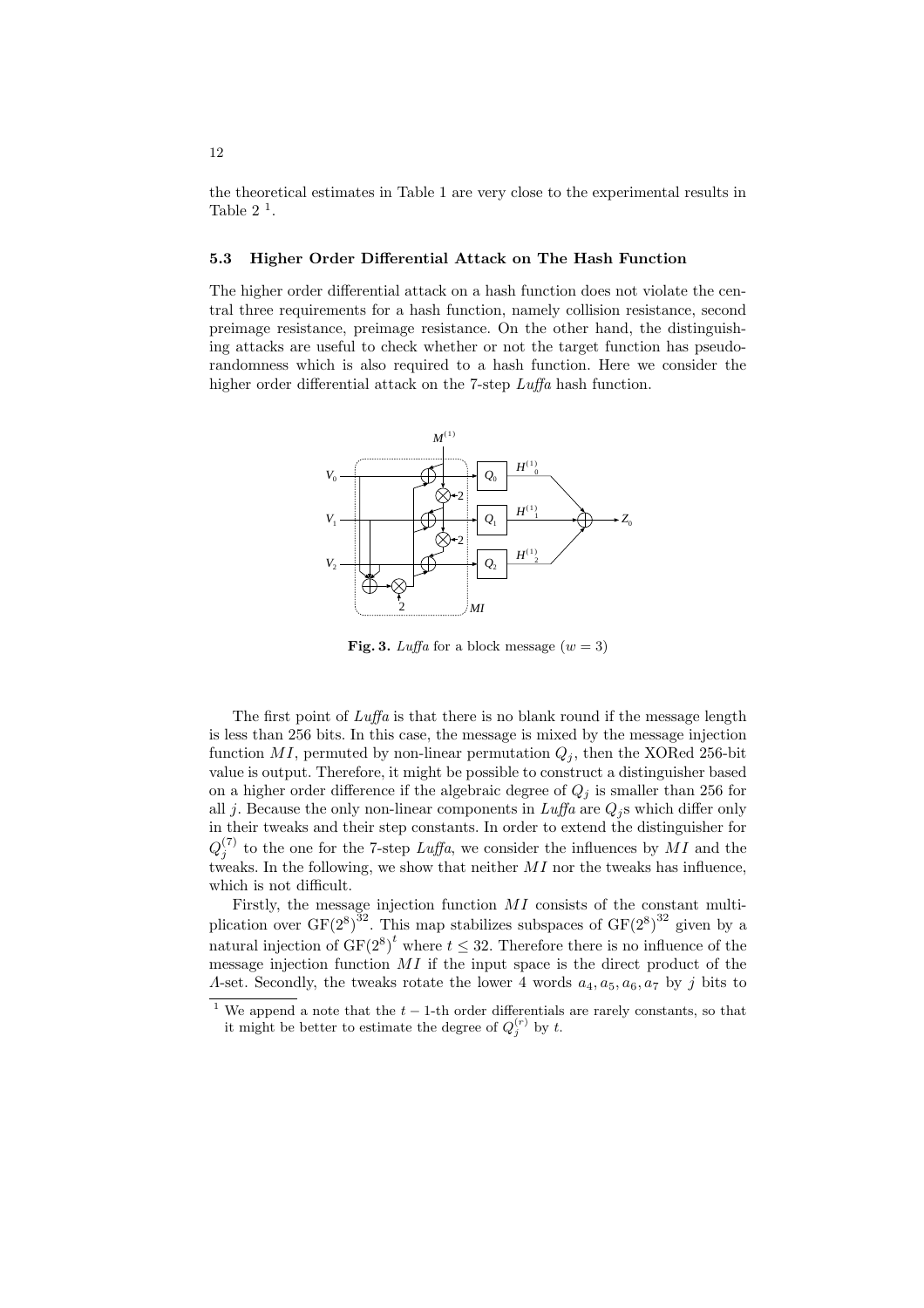the theoretical estimates in Table 1 are very close to the experimental results in Table 2 [1].

### 5.3 Higher Order Differential Attack on The Hash Function

The higher order differential attack on a hash function does not violate the central three requirements for a hash function, namely collision resistance, second preimage resistance, preimage resistance. On the other hand, the distinguishing attacks are useful to check whether or not the target function has pseudo-randomness which is also required to a hash function. Here we consider the higher order differential attack on the 7-step *Luffa* hash function.

**Fig. 3.** *Luffa* for a block message ($w = 3$)

The first point of *Luffa* is that there is no blank round if the message length is less than 256 bits. In this case, the message is mixed by the message injection function $MI$, permuted by non-linear permutation $Q_j$, then the XORed 256-bit value is output. Therefore, it might be possible to construct a distinguisher based on a higher order difference if the algebraic degree of $Q_j$ is smaller than 256 for all $j$. Because the only non-linear components in *Luffa* are $Q_j$s which differ only in their tweaks and their step constants. In order to extend the distinguisher for $Q_j^{(7)}$ to the one for the 7-step *Luffa*, we consider the influences by $MI$ and the tweaks. In the following, we show that neither $MI$ nor the tweaks has influence, which is not difficult.

Firstly, the message injection function $MI$ consists of the constant multiplication over $\mathrm{GF}(2^8)^{32}$. This map stabilizes subspaces of $\mathrm{GF}(2^8)^{32}$ given by a natural injection of $\mathrm{GF}(2^8)^t$ where $t \leq 32$. Therefore there is no influence of the message injection function $MI$ if the input space is the direct product of the $\Lambda$-set. Secondly, the tweaks rotate the lower 4 words $a_4, a_5, a_6, a_7$ by $j$ bits to

[1] We append a note that the $t-1$-th order differentials are rarely constants, so that it might be better to estimate the degree of $Q_j^{(r)}$ by $t$.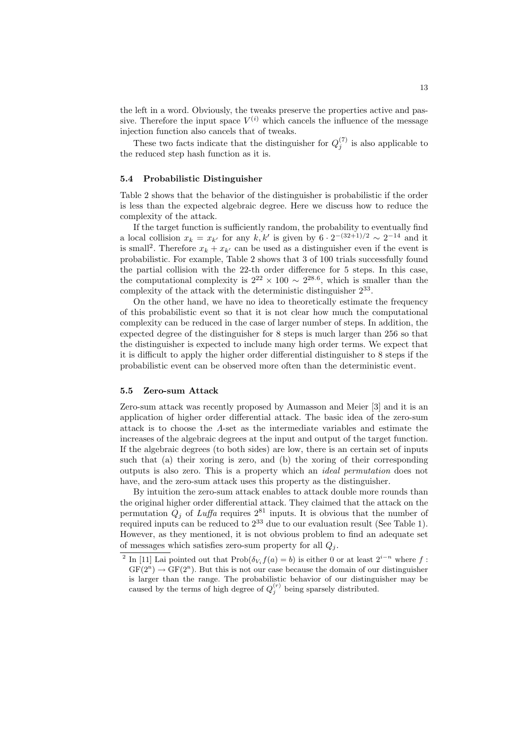the left in a word. Obviously, the tweaks preserve the properties active and passive. Therefore the input space $V^{(i)}$ which cancels the influence of the message injection function also cancels that of tweaks.

These two facts indicate that the distinguisher for $Q_j^{(7)}$ is also applicable to the reduced step hash function as it is.

### 5.4 Probabilistic Distinguisher

Table 2 shows that the behavior of the distinguisher is probabilistic if the order is less than the expected algebraic degree. Here we discuss how to reduce the complexity of the attack.

If the target function is sufficiently random, the probability to eventually find a local collision $x_k = x_{k'}$ for any $k, k'$ is given by $6 \cdot 2^{-(32+1)/2} \sim 2^{-14}$ and it is small[2]. Therefore $x_k + x_{k'}$ can be used as a distinguisher even if the event is probabilistic. For example, Table 2 shows that 3 of 100 trials successfully found the partial collision with the 22-th order difference for 5 steps. In this case, the computational complexity is $2^{22} \times 100 \sim 2^{28.6}$, which is smaller than the complexity of the attack with the deterministic distinguisher $2^{33}$.

On the other hand, we have no idea to theoretically estimate the frequency of this probabilistic event so that it is not clear how much the computational complexity can be reduced in the case of larger number of steps. In addition, the expected degree of the distinguisher for 8 steps is much larger than 256 so that the distinguisher is expected to include many high order terms. We expect that it is difficult to apply the higher order differential distinguisher to 8 steps if the probabilistic event can be observed more often than the deterministic event.

### 5.5 Zero-sum Attack

Zero-sum attack was recently proposed by Aumasson and Meier [3] and it is an application of higher order differential attack. The basic idea of the zero-sum attack is to choose the $\Lambda$-set as the intermediate variables and estimate the increases of the algebraic degrees at the input and output of the target function. If the algebraic degrees (to both sides) are low, there is an certain set of inputs such that (a) their xoring is zero, and (b) the xoring of their corresponding outputs is also zero. This is a property which an *ideal permutation* does not have, and the zero-sum attack uses this property as the distinguisher.

By intuition the zero-sum attack enables to attack double more rounds than the original higher order differential attack. They claimed that the attack on the permutation $Q_j$ of *Luffa* requires $2^{81}$ inputs. It is obvious that the number of required inputs can be reduced to $2^{33}$ due to our evaluation result (See Table 1). However, as they mentioned, it is not obvious problem to find an adequate set of messages which satisfies zero-sum property for all $Q_j$.

---

[2] In [11] Lai pointed out that $\mathrm{Prob}(\delta_{V_i} f(a) = b)$ is either 0 or at least $2^{i-n}$ where $f : \mathrm{GF}(2^n) \to \mathrm{GF}(2^n)$. But this is not our case because the domain of our distinguisher is larger than the range. The probabilistic behavior of our distinguisher may be caused by the terms of high degree of $Q_j^{(r)}$ being sparsely distributed.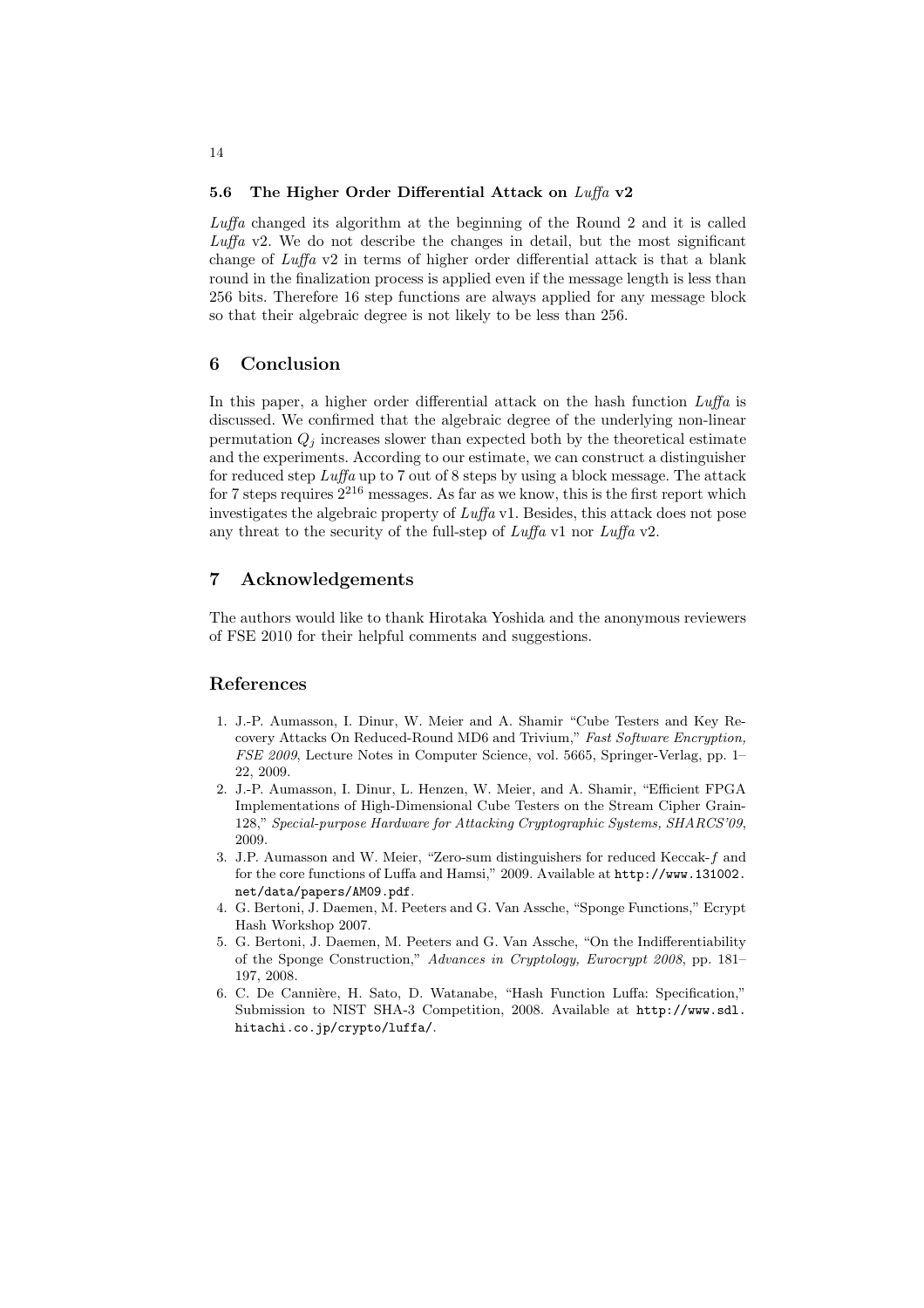### 5.6 The Higher Order Differential Attack on *Luffa* v2

*Luffa* changed its algorithm at the beginning of the Round 2 and it is called *Luffa* v2. We do not describe the changes in detail, but the most significant change of *Luffa* v2 in terms of higher order differential attack is that a blank round in the finalization process is applied even if the message length is less than 256 bits. Therefore 16 step functions are always applied for any message block so that their algebraic degree is not likely to be less than 256.

## 6 Conclusion

In this paper, a higher order differential attack on the hash function *Luffa* is discussed. We confirmed that the algebraic degree of the underlying non-linear permutation $Q_j$ increases slower than expected both by the theoretical estimate and the experiments. According to our estimate, we can construct a distinguisher for reduced step *Luffa* up to 7 out of 8 steps by using a block message. The attack for 7 steps requires $2^{216}$ messages. As far as we know, this is the first report which investigates the algebraic property of *Luffa* v1. Besides, this attack does not pose any threat to the security of the full-step of *Luffa* v1 nor *Luffa* v2.

## 7 Acknowledgements

The authors would like to thank Hirotaka Yoshida and the anonymous reviewers of FSE 2010 for their helpful comments and suggestions.

## References

1. J.-P. Aumasson, I. Dinur, W. Meier and A. Shamir "Cube Testers and Key Recovery Attacks On Reduced-Round MD6 and Trivium," *Fast Software Encryption, FSE 2009*, Lecture Notes in Computer Science, vol. 5665, Springer-Verlag, pp. 1–22, 2009.
2. J.-P. Aumasson, I. Dinur, L. Henzen, W. Meier, and A. Shamir, "Efficient FPGA Implementations of High-Dimensional Cube Testers on the Stream Cipher Grain-128," *Special-purpose Hardware for Attacking Cryptographic Systems, SHARCS'09*, 2009.
3. J.P. Aumasson and W. Meier, "Zero-sum distinguishers for reduced Keccak-$f$ and for the core functions of Luffa and Hamsi," 2009. Available at `http://www.131002.net/data/papers/AM09.pdf`.
4. G. Bertoni, J. Daemen, M. Peeters and G. Van Assche, "Sponge Functions," Ecrypt Hash Workshop 2007.
5. G. Bertoni, J. Daemen, M. Peeters and G. Van Assche, "On the Indifferentiability of the Sponge Construction," *Advances in Cryptology, Eurocrypt 2008*, pp. 181–197, 2008.
6. C. De Cannière, H. Sato, D. Watanabe, "Hash Function Luffa: Specification," Submission to NIST SHA-3 Competition, 2008. Available at `http://www.sdl.hitachi.co.jp/crypto/luffa/`.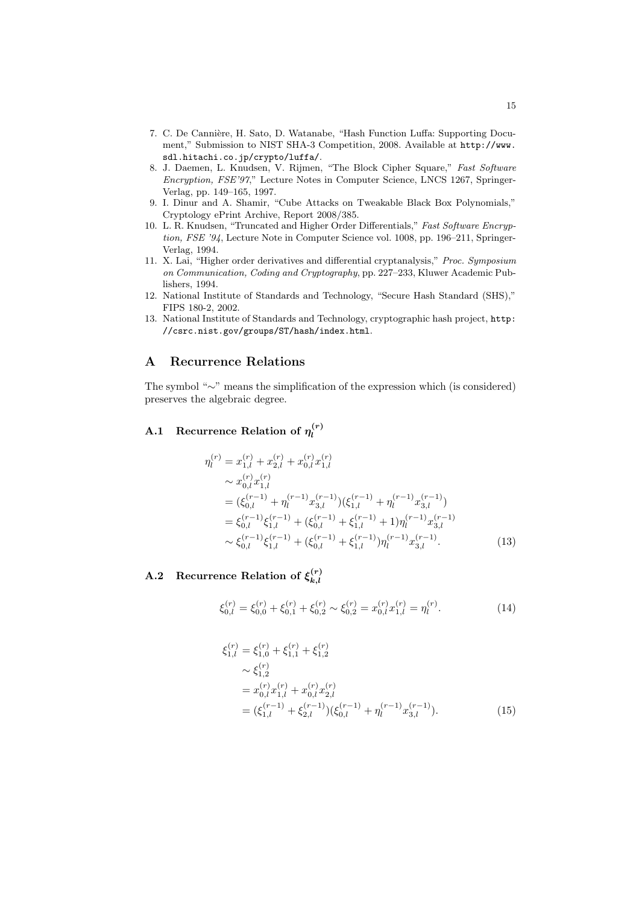7. C. De Cannière, H. Sato, D. Watanabe, "Hash Function Luffa: Supporting Document," Submission to NIST SHA-3 Competition, 2008. Available at `http://www.sdl.hitachi.co.jp/crypto/luffa/`.
8. J. Daemen, L. Knudsen, V. Rijmen, "The Block Cipher Square," *Fast Software Encryption, FSE'97*," Lecture Notes in Computer Science, LNCS 1267, Springer-Verlag, pp. 149–165, 1997.
9. I. Dinur and A. Shamir, "Cube Attacks on Tweakable Black Box Polynomials," Cryptology ePrint Archive, Report 2008/385.
10. L. R. Knudsen, "Truncated and Higher Order Differentials," *Fast Software Encryption, FSE '94*, Lecture Note in Computer Science vol. 1008, pp. 196–211, Springer-Verlag, 1994.
11. X. Lai, "Higher order derivatives and differential cryptanalysis," *Proc. Symposium on Communication, Coding and Cryptography*, pp. 227–233, Kluwer Academic Publishers, 1994.
12. National Institute of Standards and Technology, "Secure Hash Standard (SHS)," FIPS 180-2, 2002.
13. National Institute of Standards and Technology, cryptographic hash project, `http://csrc.nist.gov/groups/ST/hash/index.html`.

## A Recurrence Relations

The symbol "$\sim$" means the simplification of the expression which (is considered) preserves the algebraic degree.

### A.1 Recurrence Relation of $\eta_l^{(r)}$

$$
\begin{aligned}
\eta_l^{(r)} &= x_{1,l}^{(r)} + x_{2,l}^{(r)} + x_{0,l}^{(r)} x_{1,l}^{(r)} \\
&\sim x_{0,l}^{(r)} x_{1,l}^{(r)} \\
&= (\xi_{0,l}^{(r-1)} + \eta_l^{(r-1)} x_{3,l}^{(r-1)})(\xi_{1,l}^{(r-1)} + \eta_l^{(r-1)} x_{3,l}^{(r-1)}) \\
&= \xi_{0,l}^{(r-1)} \xi_{1,l}^{(r-1)} + (\xi_{0,l}^{(r-1)} + \xi_{1,l}^{(r-1)} + 1)\eta_l^{(r-1)} x_{3,l}^{(r-1)} \\
&\sim \xi_{0,l}^{(r-1)} \xi_{1,l}^{(r-1)} + (\xi_{0,l}^{(r-1)} + \xi_{1,l}^{(r-1)})\eta_l^{(r-1)} x_{3,l}^{(r-1)}.
\end{aligned} \tag{13}
$$

### A.2 Recurrence Relation of $\xi_{k,l}^{(r)}$

$$
\xi_{0,l}^{(r)} = \xi_{0,0}^{(r)} + \xi_{0,1}^{(r)} + \xi_{0,2}^{(r)} \sim \xi_{0,2}^{(r)} = x_{0,l}^{(r)} x_{1,l}^{(r)} = \eta_l^{(r)}. \tag{14}
$$

$$
\begin{aligned}
\xi_{1,l}^{(r)} &= \xi_{1,0}^{(r)} + \xi_{1,1}^{(r)} + \xi_{1,2}^{(r)} \\
&\sim \xi_{1,2}^{(r)} \\
&= x_{0,l}^{(r)} x_{1,l}^{(r)} + x_{0,l}^{(r)} x_{2,l}^{(r)} \\
&= (\xi_{1,l}^{(r-1)} + \xi_{2,l}^{(r-1)})(\xi_{0,l}^{(r-1)} + \eta_l^{(r-1)} x_{3,l}^{(r-1)}).
\end{aligned} \tag{15}
$$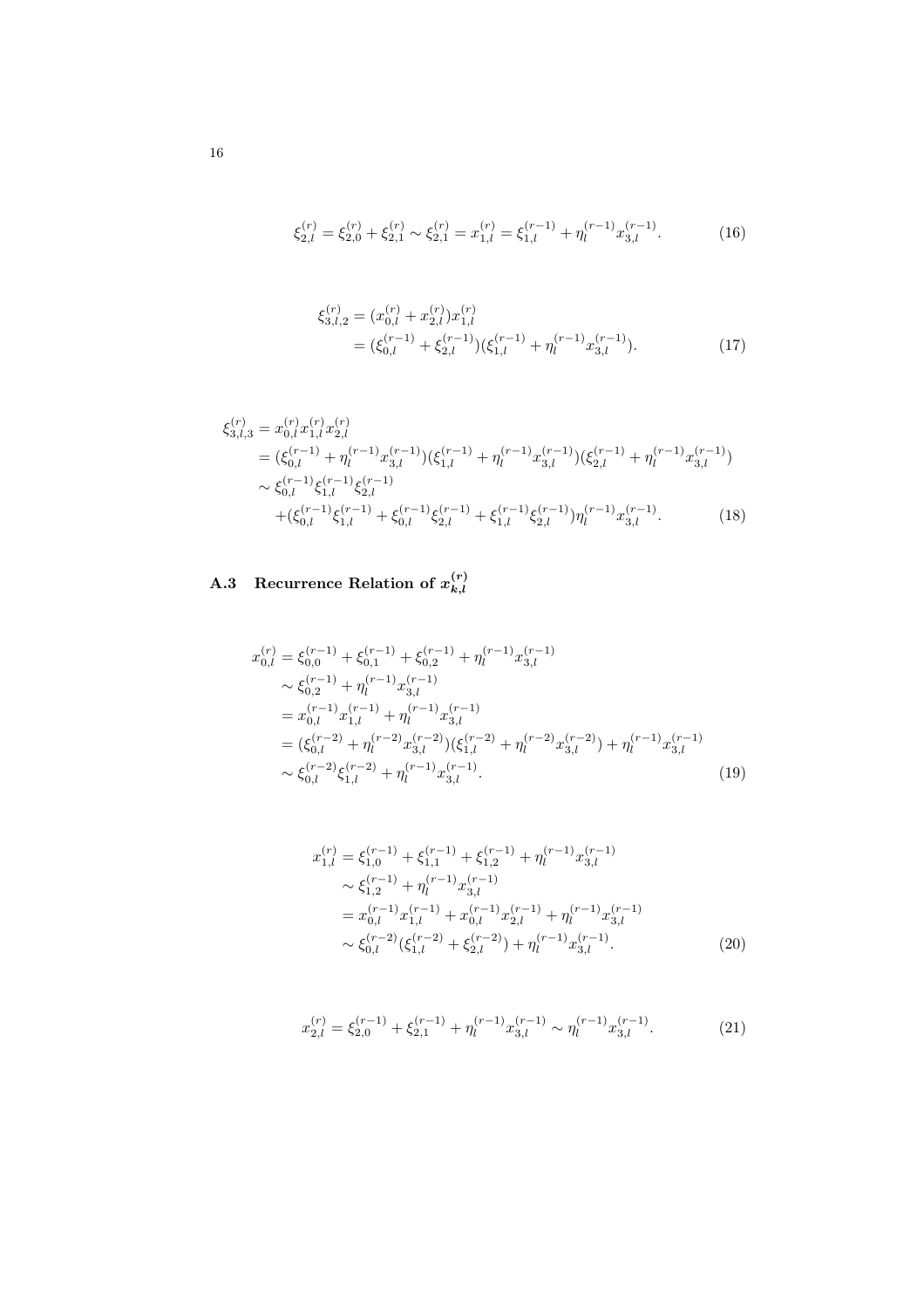$$\xi_{2,l}^{(r)} = \xi_{2,0}^{(r)} + \xi_{2,1}^{(r)} \sim \xi_{2,1}^{(r)} = x_{1,l}^{(r)} = \xi_{1,l}^{(r-1)} + \eta_l^{(r-1)} x_{3,l}^{(r-1)}. \tag{16}$$

$$\begin{aligned}
\xi_{3,l,2}^{(r)} &= (x_{0,l}^{(r)} + x_{2,l}^{(r)}) x_{1,l}^{(r)} \\
&= (\xi_{0,l}^{(r-1)} + \xi_{2,l}^{(r-1)})(\xi_{1,l}^{(r-1)} + \eta_l^{(r-1)} x_{3,l}^{(r-1)}).
\end{aligned} \tag{17}$$

$$\begin{aligned}
\xi_{3,l,3}^{(r)} &= x_{0,l}^{(r)} x_{1,l}^{(r)} x_{2,l}^{(r)} \\
&= (\xi_{0,l}^{(r-1)} + \eta_l^{(r-1)} x_{3,l}^{(r-1)})(\xi_{1,l}^{(r-1)} + \eta_l^{(r-1)} x_{3,l}^{(r-1)})(\xi_{2,l}^{(r-1)} + \eta_l^{(r-1)} x_{3,l}^{(r-1)}) \\
&\sim \xi_{0,l}^{(r-1)} \xi_{1,l}^{(r-1)} \xi_{2,l}^{(r-1)} \\
&\quad + (\xi_{0,l}^{(r-1)} \xi_{1,l}^{(r-1)} + \xi_{0,l}^{(r-1)} \xi_{2,l}^{(r-1)} + \xi_{1,l}^{(r-1)} \xi_{2,l}^{(r-1)}) \eta_l^{(r-1)} x_{3,l}^{(r-1)}.
\end{aligned} \tag{18}$$

## A.3 Recurrence Relation of $x_{k,l}^{(r)}$

$$\begin{aligned}
x_{0,l}^{(r)} &= \xi_{0,0}^{(r-1)} + \xi_{0,1}^{(r-1)} + \xi_{0,2}^{(r-1)} + \eta_l^{(r-1)} x_{3,l}^{(r-1)} \\
&\sim \xi_{0,2}^{(r-1)} + \eta_l^{(r-1)} x_{3,l}^{(r-1)} \\
&= x_{0,l}^{(r-1)} x_{1,l}^{(r-1)} + \eta_l^{(r-1)} x_{3,l}^{(r-1)} \\
&= (\xi_{0,l}^{(r-2)} + \eta_l^{(r-2)} x_{3,l}^{(r-2)})(\xi_{1,l}^{(r-2)} + \eta_l^{(r-2)} x_{3,l}^{(r-2)}) + \eta_l^{(r-1)} x_{3,l}^{(r-1)} \\
&\sim \xi_{0,l}^{(r-2)} \xi_{1,l}^{(r-2)} + \eta_l^{(r-1)} x_{3,l}^{(r-1)}.
\end{aligned} \tag{19}$$

$$\begin{aligned}
x_{1,l}^{(r)} &= \xi_{1,0}^{(r-1)} + \xi_{1,1}^{(r-1)} + \xi_{1,2}^{(r-1)} + \eta_l^{(r-1)} x_{3,l}^{(r-1)} \\
&\sim \xi_{1,2}^{(r-1)} + \eta_l^{(r-1)} x_{3,l}^{(r-1)} \\
&= x_{0,l}^{(r-1)} x_{1,l}^{(r-1)} + x_{0,l}^{(r-1)} x_{2,l}^{(r-1)} + \eta_l^{(r-1)} x_{3,l}^{(r-1)} \\
&\sim \xi_{0,l}^{(r-2)} (\xi_{1,l}^{(r-2)} + \xi_{2,l}^{(r-2)}) + \eta_l^{(r-1)} x_{3,l}^{(r-1)}.
\end{aligned} \tag{20}$$

$$x_{2,l}^{(r)} = \xi_{2,0}^{(r-1)} + \xi_{2,1}^{(r-1)} + \eta_l^{(r-1)} x_{3,l}^{(r-1)} \sim \eta_l^{(r-1)} x_{3,l}^{(r-1)}. \tag{21}$$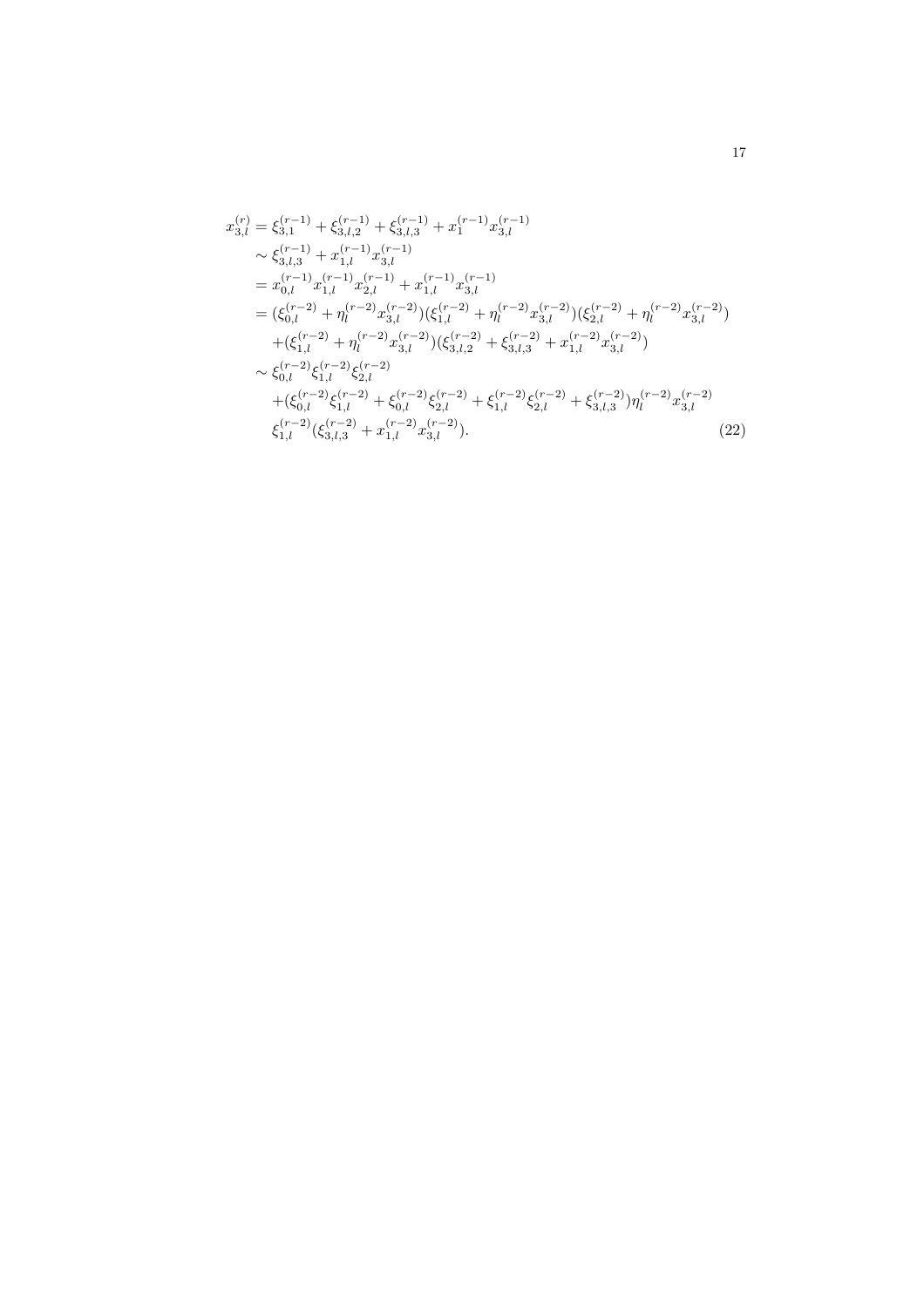$$
\begin{aligned}
x_{3,l}^{(r)} &= \xi_{3,1}^{(r-1)} + \xi_{3,l,2}^{(r-1)} + \xi_{3,l,3}^{(r-1)} + x_1^{(r-1)} x_{3,l}^{(r-1)} \\
&\sim \xi_{3,l,3}^{(r-1)} + x_{1,l}^{(r-1)} x_{3,l}^{(r-1)} \\
&= x_{0,l}^{(r-1)} x_{1,l}^{(r-1)} x_{2,l}^{(r-1)} + x_{1,l}^{(r-1)} x_{3,l}^{(r-1)} \\
&= (\xi_{0,l}^{(r-2)} + \eta_l^{(r-2)} x_{3,l}^{(r-2)})(\xi_{1,l}^{(r-2)} + \eta_l^{(r-2)} x_{3,l}^{(r-2)})(\xi_{2,l}^{(r-2)} + \eta_l^{(r-2)} x_{3,l}^{(r-2)}) \\
&\quad + (\xi_{1,l}^{(r-2)} + \eta_l^{(r-2)} x_{3,l}^{(r-2)})(\xi_{3,l,2}^{(r-2)} + \xi_{3,l,3}^{(r-2)} + x_{1,l}^{(r-2)} x_{3,l}^{(r-2)}) \\
&\sim \xi_{0,l}^{(r-2)} \xi_{1,l}^{(r-2)} \xi_{2,l}^{(r-2)} \\
&\quad + (\xi_{0,l}^{(r-2)} \xi_{1,l}^{(r-2)} + \xi_{0,l}^{(r-2)} \xi_{2,l}^{(r-2)} + \xi_{1,l}^{(r-2)} \xi_{2,l}^{(r-2)} + \xi_{3,l,3}^{(r-2)}) \eta_l^{(r-2)} x_{3,l}^{(r-2)} \\
&\quad \xi_{1,l}^{(r-2)} (\xi_{3,l,3}^{(r-2)} + x_{1,l}^{(r-2)} x_{3,l}^{(r-2)}).
\end{aligned}
\tag{22}
$$